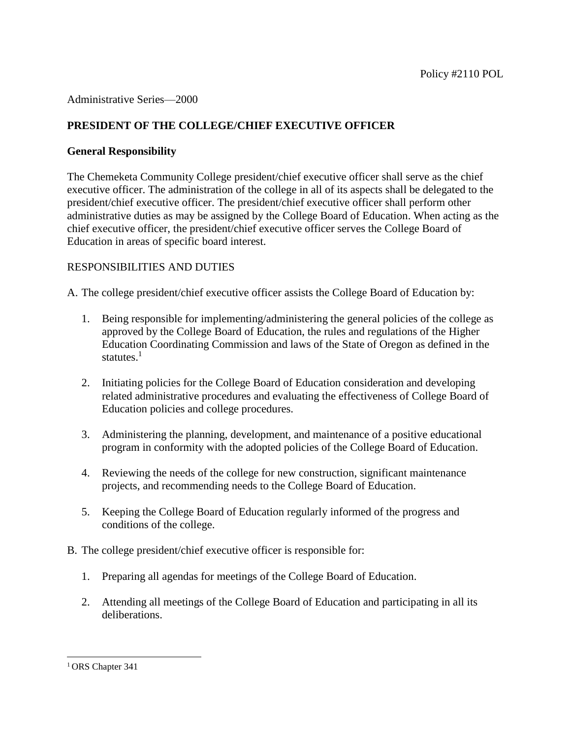Policy #2110 POL

Administrative Series—2000

## PRESIDENT OF THE COLLEGE/CHIEF EXECUTIVE OFFICER

### General Responsibility

The Chemeketa Community College president/chief executive officer shall serve as the chief executive officer. The administration of the college in all of its aspects shall be delegated to the president/chief executive officer. The president/chief executive officer shall perform other administrative duties as may be assigned by the College Board of Education. When acting as the chief executive officer, the president/chief executive officer serves the College Board of Education in areas of specific board interest.

RESPONSIBILITIES AND DUTIES

A. The college president/chief executive officer assists the College Board of Education by:

1. Being responsible for implementing/administering the general policies of the college as approved by the College Board of Education, the rules and regulations of the Higher Education Coordinating Commission and laws of the State of Oregon as defined in the statutes.[1]

2. Initiating policies for the College Board of Education consideration and developing related administrative procedures and evaluating the effectiveness of College Board of Education policies and college procedures.

3. Administering the planning, development, and maintenance of a positive educational program in conformity with the adopted policies of the College Board of Education.

4. Reviewing the needs of the college for new construction, significant maintenance projects, and recommending needs to the College Board of Education.

5. Keeping the College Board of Education regularly informed of the progress and conditions of the college.

B. The college president/chief executive officer is responsible for:

1. Preparing all agendas for meetings of the College Board of Education.

2. Attending all meetings of the College Board of Education and participating in all its deliberations.

---

[1] ORS Chapter 341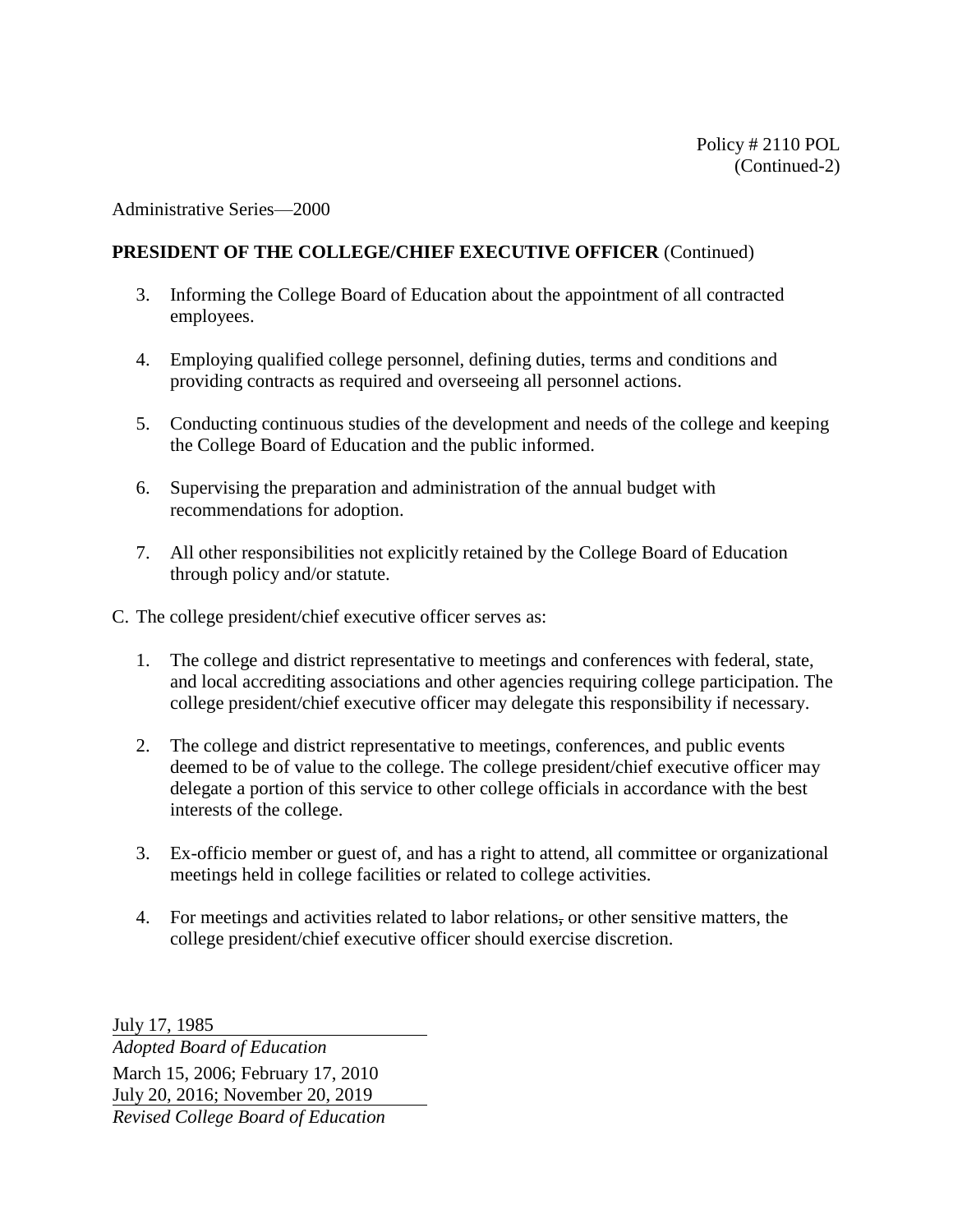Administrative Series—2000

**PRESIDENT OF THE COLLEGE/CHIEF EXECUTIVE OFFICER** (Continued)

3. Informing the College Board of Education about the appointment of all contracted employees.

4. Employing qualified college personnel, defining duties, terms and conditions and providing contracts as required and overseeing all personnel actions.

5. Conducting continuous studies of the development and needs of the college and keeping the College Board of Education and the public informed.

6. Supervising the preparation and administration of the annual budget with recommendations for adoption.

7. All other responsibilities not explicitly retained by the College Board of Education through policy and/or statute.

C. The college president/chief executive officer serves as:

1. The college and district representative to meetings and conferences with federal, state, and local accrediting associations and other agencies requiring college participation. The college president/chief executive officer may delegate this responsibility if necessary.

2. The college and district representative to meetings, conferences, and public events deemed to be of value to the college. The college president/chief executive officer may delegate a portion of this service to other college officials in accordance with the best interests of the college.

3. Ex-officio member or guest of, and has a right to attend, all committee or organizational meetings held in college facilities or related to college activities.

4. For meetings and activities related to labor relations, or other sensitive matters, the college president/chief executive officer should exercise discretion.

July 17, 1985
*Adopted Board of Education*

March 15, 2006; February 17, 2010
July 20, 2016; November 20, 2019
*Revised College Board of Education*